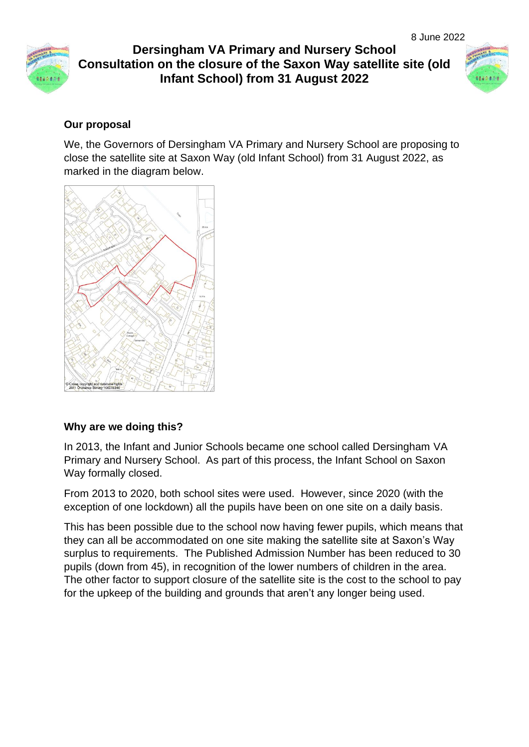8 June 2022

# Dersingham VA Primary and Nursery School
# Consultation on the closure of the Saxon Way satellite site (old Infant School) from 31 August 2022

## Our proposal

We, the Governors of Dersingham VA Primary and Nursery School are proposing to close the satellite site at Saxon Way (old Infant School) from 31 August 2022, as marked in the diagram below.

## Why are we doing this?

In 2013, the Infant and Junior Schools became one school called Dersingham VA Primary and Nursery School. As part of this process, the Infant School on Saxon Way formally closed.

From 2013 to 2020, both school sites were used. However, since 2020 (with the exception of one lockdown) all the pupils have been on one site on a daily basis.

This has been possible due to the school now having fewer pupils, which means that they can all be accommodated on one site making the satellite site at Saxon's Way surplus to requirements. The Published Admission Number has been reduced to 30 pupils (down from 45), in recognition of the lower numbers of children in the area. The other factor to support closure of the satellite site is the cost to the school to pay for the upkeep of the building and grounds that aren't any longer being used.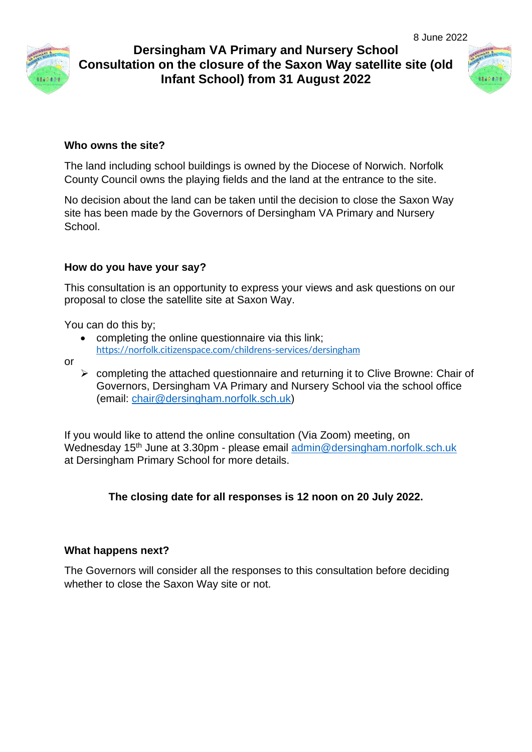8 June 2022

# Dersingham VA Primary and Nursery School
# Consultation on the closure of the Saxon Way satellite site (old Infant School) from 31 August 2022

**Who owns the site?**

The land including school buildings is owned by the Diocese of Norwich. Norfolk County Council owns the playing fields and the land at the entrance to the site.

No decision about the land can be taken until the decision to close the Saxon Way site has been made by the Governors of Dersingham VA Primary and Nursery School.

**How do you have your say?**

This consultation is an opportunity to express your views and ask questions on our proposal to close the satellite site at Saxon Way.

You can do this by;

- completing the online questionnaire via this link; https://norfolk.citizenspace.com/childrens-services/dersingham

or

- completing the attached questionnaire and returning it to Clive Browne: Chair of Governors, Dersingham VA Primary and Nursery School via the school office (email: chair@dersingham.norfolk.sch.uk)

If you would like to attend the online consultation (Via Zoom) meeting, on Wednesday 15th June at 3.30pm - please email admin@dersingham.norfolk.sch.uk at Dersingham Primary School for more details.

**The closing date for all responses is 12 noon on 20 July 2022.**

**What happens next?**

The Governors will consider all the responses to this consultation before deciding whether to close the Saxon Way site or not.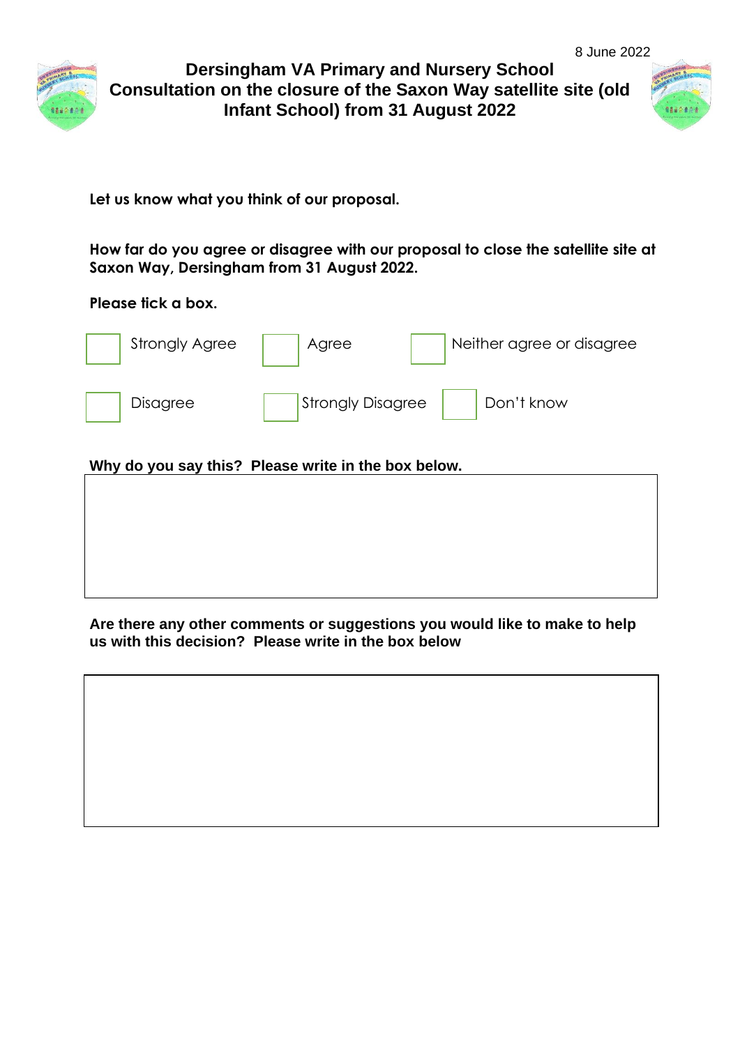8 June 2022

# Dersingham VA Primary and Nursery School
## Consultation on the closure of the Saxon Way satellite site (old Infant School) from 31 August 2022

**Let us know what you think of our proposal.**

**How far do you agree or disagree with our proposal to close the satellite site at Saxon Way, Dersingham from 31 August 2022.**

**Please tick a box.**

☐ Strongly Agree ☐ Agree ☐ Neither agree or disagree

☐ Disagree ☐ Strongly Disagree ☐ Don't know

**Why do you say this? Please write in the box below.**

**Are there any other comments or suggestions you would like to make to help us with this decision? Please write in the box below**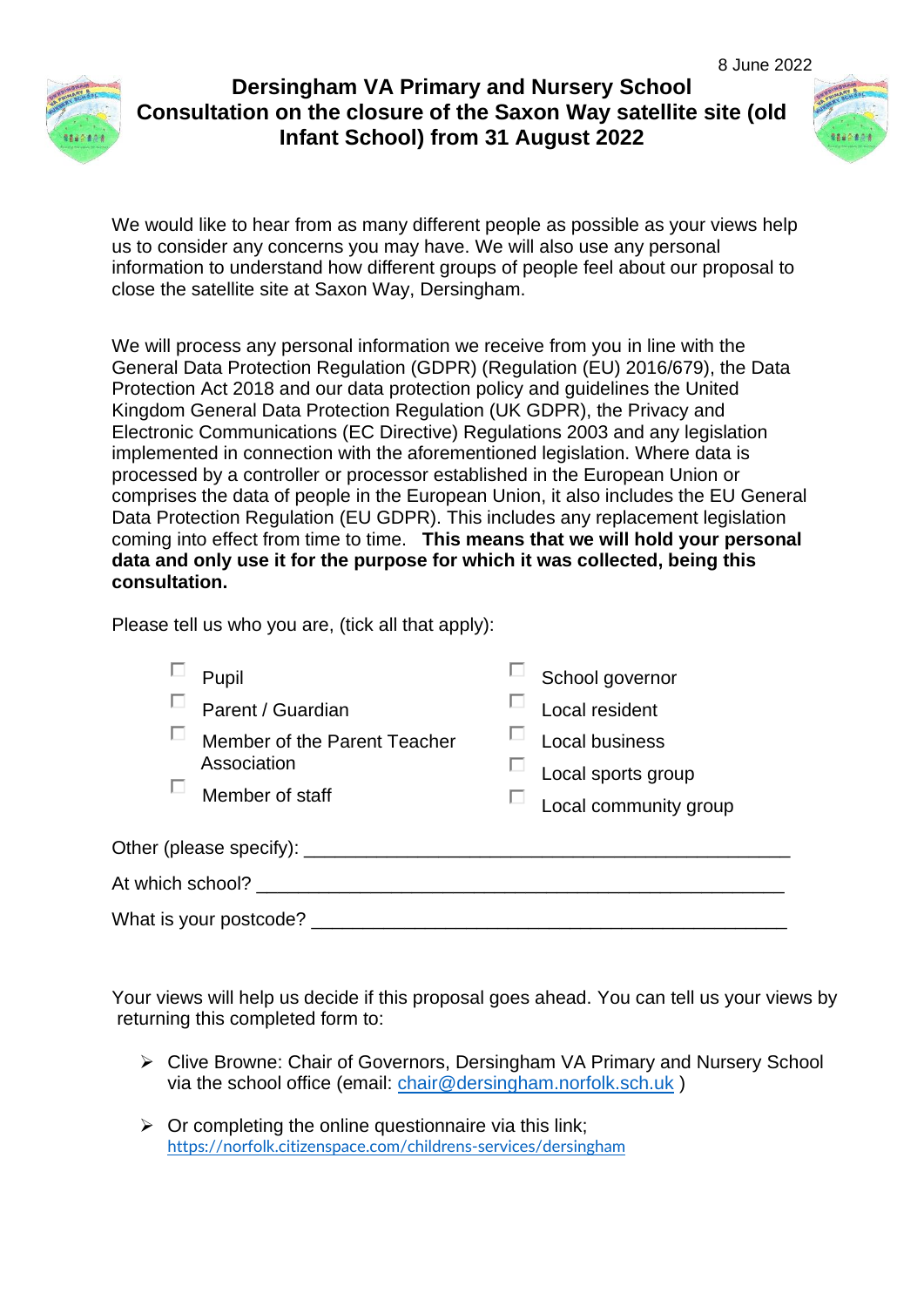8 June 2022

# Dersingham VA Primary and Nursery School
# Consultation on the closure of the Saxon Way satellite site (old Infant School) from 31 August 2022

We would like to hear from as many different people as possible as your views help us to consider any concerns you may have. We will also use any personal information to understand how different groups of people feel about our proposal to close the satellite site at Saxon Way, Dersingham.

We will process any personal information we receive from you in line with the General Data Protection Regulation (GDPR) (Regulation (EU) 2016/679), the Data Protection Act 2018 and our data protection policy and guidelines the United Kingdom General Data Protection Regulation (UK GDPR), the Privacy and Electronic Communications (EC Directive) Regulations 2003 and any legislation implemented in connection with the aforementioned legislation. Where data is processed by a controller or processor established in the European Union or comprises the data of people in the European Union, it also includes the EU General Data Protection Regulation (EU GDPR). This includes any replacement legislation coming into effect from time to time. **This means that we will hold your personal data and only use it for the purpose for which it was collected, being this consultation.**

Please tell us who you are, (tick all that apply):

- ☐ Pupil
- ☐ Parent / Guardian
- ☐ Member of the Parent Teacher Association
- ☐ Member of staff
- ☐ School governor
- ☐ Local resident
- ☐ Local business
- ☐ Local sports group
- ☐ Local community group

Other (please specify): ______________________________________________

At which school? ______________________________________________

What is your postcode? ______________________________________________

Your views will help us decide if this proposal goes ahead. You can tell us your views by returning this completed form to:

- Clive Browne: Chair of Governors, Dersingham VA Primary and Nursery School via the school office (email: chair@dersingham.norfolk.sch.uk )
- Or completing the online questionnaire via this link; https://norfolk.citizenspace.com/childrens-services/dersingham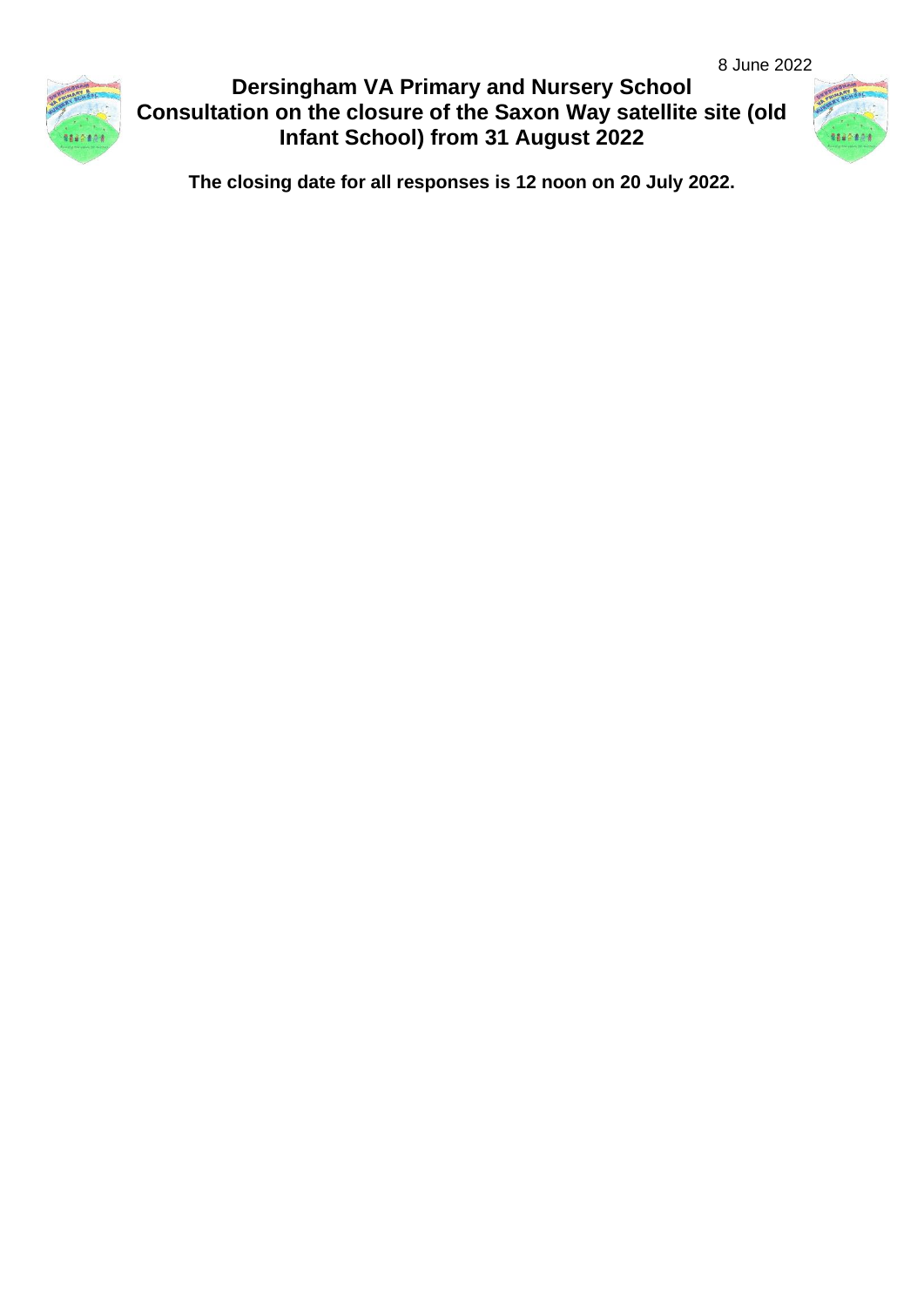8 June 2022

**Dersingham VA Primary and Nursery School**
**Consultation on the closure of the Saxon Way satellite site (old Infant School) from 31 August 2022**

**The closing date for all responses is 12 noon on 20 July 2022.**